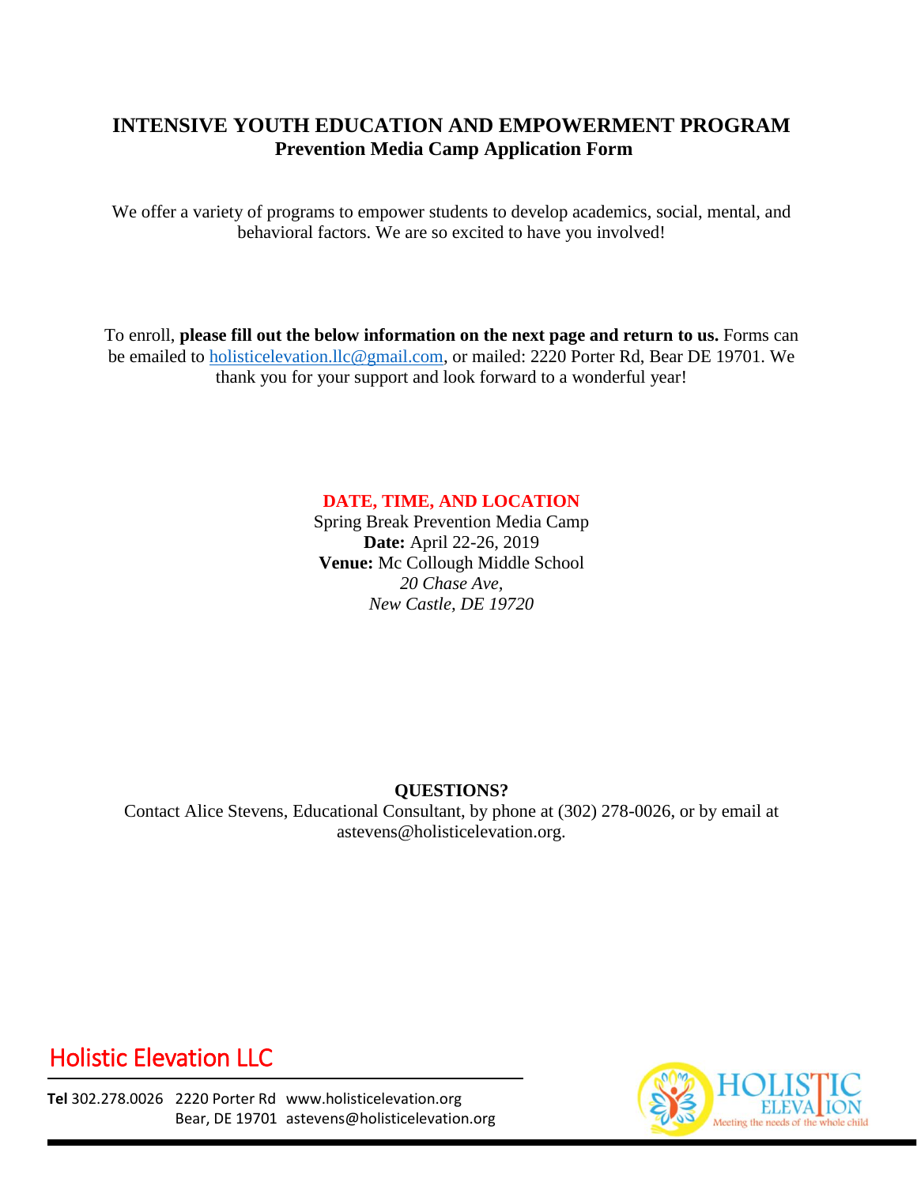# INTENSIVE YOUTH EDUCATION AND EMPOWERMENT PROGRAM

## Prevention Media Camp Application Form

We offer a variety of programs to empower students to develop academics, social, mental, and behavioral factors. We are so excited to have you involved!

To enroll, **please fill out the below information on the next page and return to us.** Forms can be emailed to holisticelevation.llc@gmail.com, or mailed: 2220 Porter Rd, Bear DE 19701. We thank you for your support and look forward to a wonderful year!

**DATE, TIME, AND LOCATION**

Spring Break Prevention Media Camp
**Date:** April 22-26, 2019
**Venue:** Mc Collough Middle School
*20 Chase Ave,*
*New Castle, DE 19720*

**QUESTIONS?**

Contact Alice Stevens, Educational Consultant, by phone at (302) 278-0026, or by email at astevens@holisticelevation.org.

Holistic Elevation LLC

**Tel** 302.278.0026 2220 Porter Rd Bear, DE 19701 www.holisticelevation.org astevens@holisticelevation.org

HOLISTIC ELEVATION
Meeting the needs of the whole child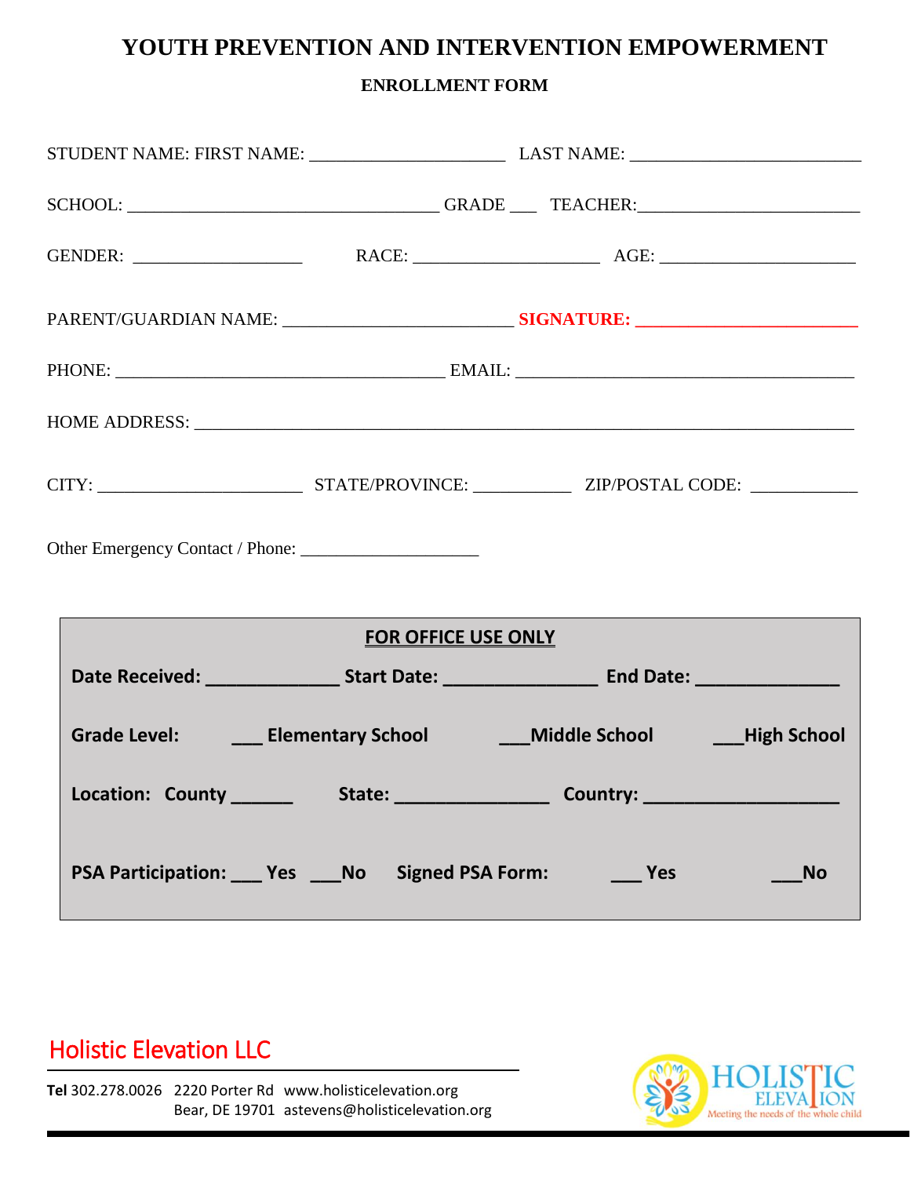# YOUTH PREVENTION AND INTERVENTION EMPOWERMENT

## ENROLLMENT FORM

STUDENT NAME: FIRST NAME: ______________________ LAST NAME: __________________________

SCHOOL: ___________________________________ GRADE ___ TEACHER:________________________

GENDER: ___________________ RACE: _____________________ AGE: ______________________

PARENT/GUARDIAN NAME: __________________________ **SIGNATURE: _________________________**

PHONE: _____________________________________ EMAIL: ______________________________________

HOME ADDRESS: __________________________________________________________________________

CITY: _______________________ STATE/PROVINCE: ___________ ZIP/POSTAL CODE: ____________

Other Emergency Contact / Phone: ____________________

**FOR OFFICE USE ONLY**

**Date Received:** _____________ **Start Date:** _______________ **End Date:** ______________

**Grade Level:** ___ **Elementary School** ___**Middle School** ___**High School**

**Location: County** ______ **State:** _______________ **Country:** ___________________

**PSA Participation:** ___ **Yes** ___**No** **Signed PSA Form:** ___ **Yes** ___**No**

Holistic Elevation LLC

**Tel** 302.278.0026 2220 Porter Rd www.holisticelevation.org
Bear, DE 19701 astevens@holisticelevation.org

HOLISTIC ELEVATION
Meeting the needs of the whole child